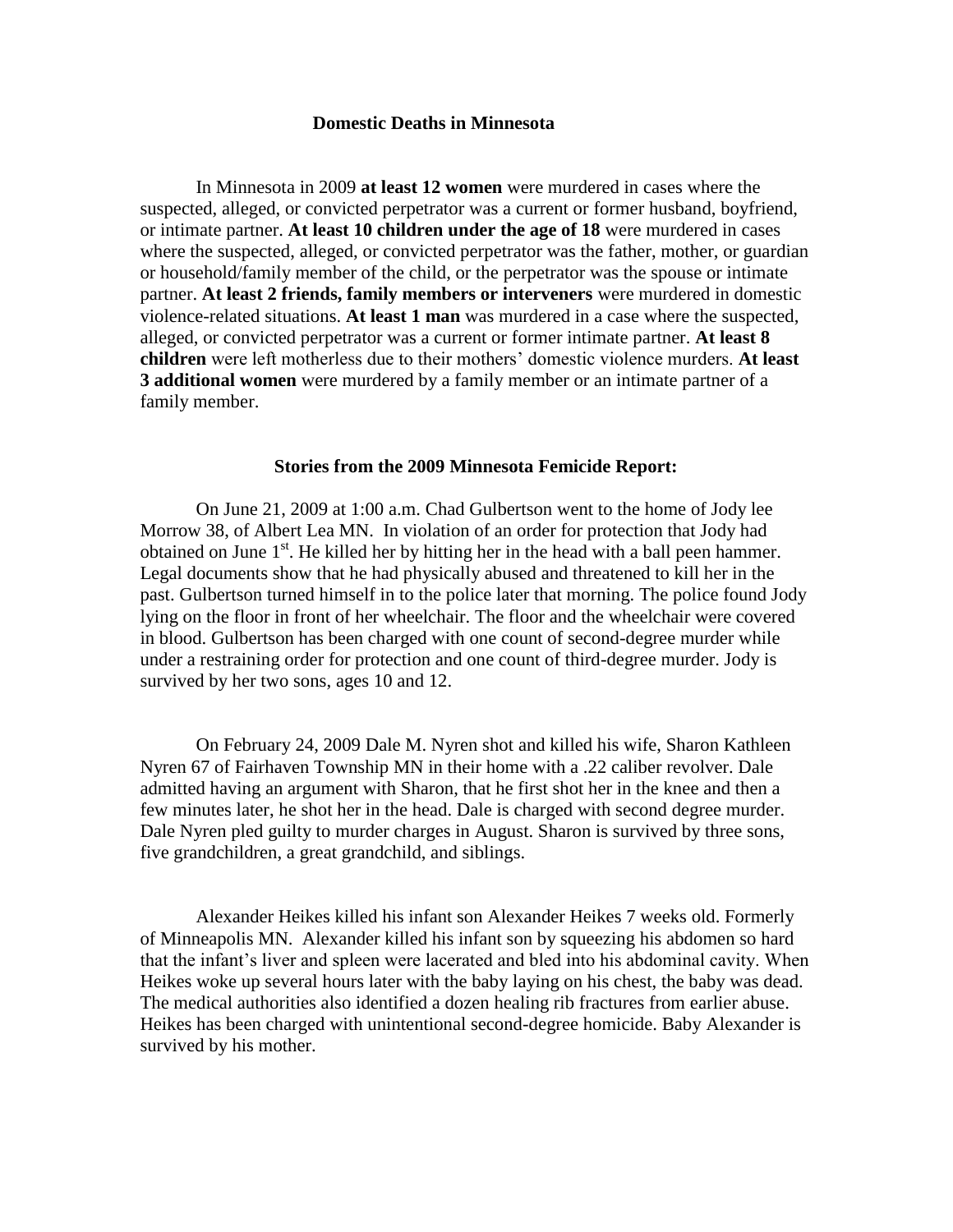# Domestic Deaths in Minnesota

In Minnesota in 2009 **at least 12 women** were murdered in cases where the suspected, alleged, or convicted perpetrator was a current or former husband, boyfriend, or intimate partner. **At least 10 children under the age of 18** were murdered in cases where the suspected, alleged, or convicted perpetrator was the father, mother, or guardian or household/family member of the child, or the perpetrator was the spouse or intimate partner. **At least 2 friends, family members or interveners** were murdered in domestic violence-related situations. **At least 1 man** was murdered in a case where the suspected, alleged, or convicted perpetrator was a current or former intimate partner. **At least 8 children** were left motherless due to their mothers' domestic violence murders. **At least 3 additional women** were murdered by a family member or an intimate partner of a family member.

## Stories from the 2009 Minnesota Femicide Report:

On June 21, 2009 at 1:00 a.m. Chad Gulbertson went to the home of Jody lee Morrow 38, of Albert Lea MN. In violation of an order for protection that Jody had obtained on June 1st. He killed her by hitting her in the head with a ball peen hammer. Legal documents show that he had physically abused and threatened to kill her in the past. Gulbertson turned himself in to the police later that morning. The police found Jody lying on the floor in front of her wheelchair. The floor and the wheelchair were covered in blood. Gulbertson has been charged with one count of second-degree murder while under a restraining order for protection and one count of third-degree murder. Jody is survived by her two sons, ages 10 and 12.

On February 24, 2009 Dale M. Nyren shot and killed his wife, Sharon Kathleen Nyren 67 of Fairhaven Township MN in their home with a .22 caliber revolver. Dale admitted having an argument with Sharon, that he first shot her in the knee and then a few minutes later, he shot her in the head. Dale is charged with second degree murder. Dale Nyren pled guilty to murder charges in August. Sharon is survived by three sons, five grandchildren, a great grandchild, and siblings.

Alexander Heikes killed his infant son Alexander Heikes 7 weeks old. Formerly of Minneapolis MN. Alexander killed his infant son by squeezing his abdomen so hard that the infant's liver and spleen were lacerated and bled into his abdominal cavity. When Heikes woke up several hours later with the baby laying on his chest, the baby was dead. The medical authorities also identified a dozen healing rib fractures from earlier abuse. Heikes has been charged with unintentional second-degree homicide. Baby Alexander is survived by his mother.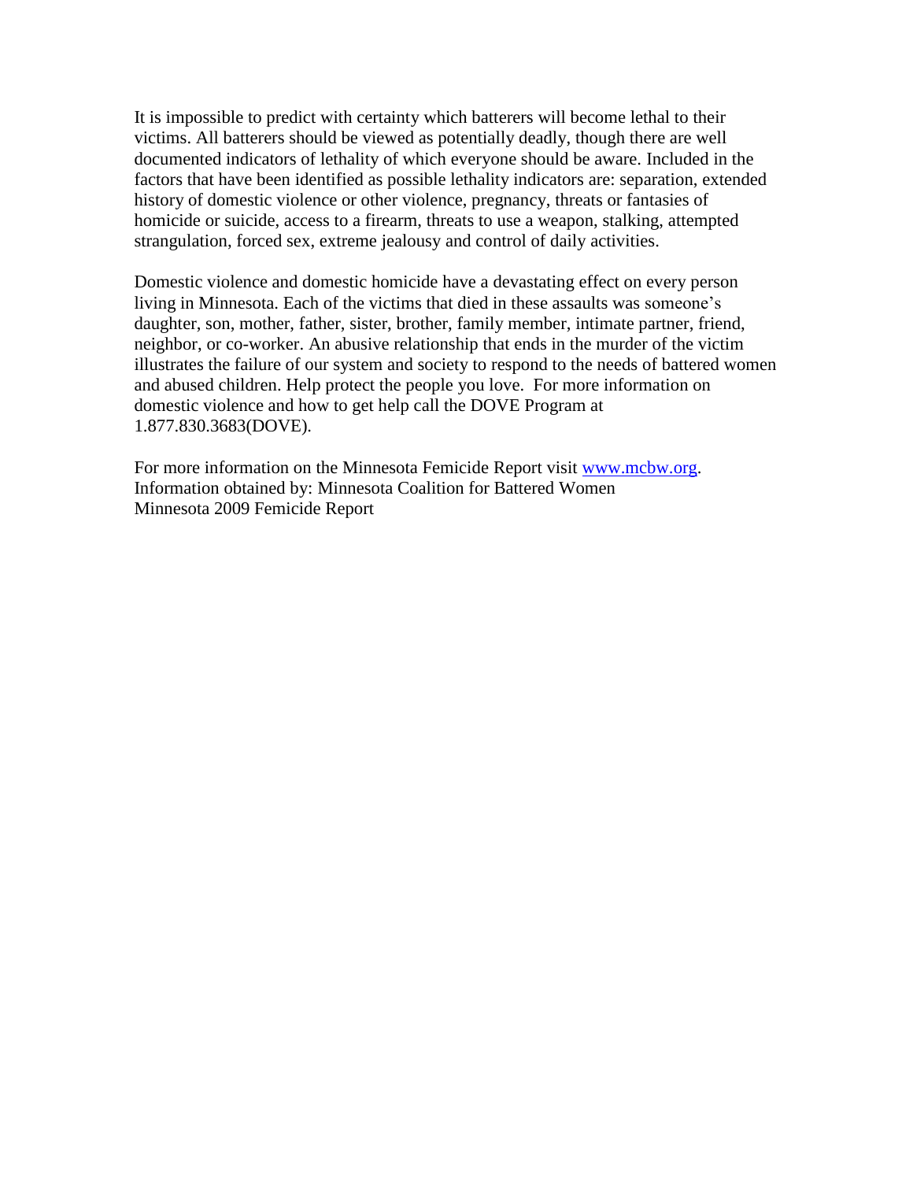It is impossible to predict with certainty which batterers will become lethal to their victims. All batterers should be viewed as potentially deadly, though there are well documented indicators of lethality of which everyone should be aware. Included in the factors that have been identified as possible lethality indicators are: separation, extended history of domestic violence or other violence, pregnancy, threats or fantasies of homicide or suicide, access to a firearm, threats to use a weapon, stalking, attempted strangulation, forced sex, extreme jealousy and control of daily activities.

Domestic violence and domestic homicide have a devastating effect on every person living in Minnesota. Each of the victims that died in these assaults was someone's daughter, son, mother, father, sister, brother, family member, intimate partner, friend, neighbor, or co-worker. An abusive relationship that ends in the murder of the victim illustrates the failure of our system and society to respond to the needs of battered women and abused children. Help protect the people you love. For more information on domestic violence and how to get help call the DOVE Program at 1.877.830.3683(DOVE).

For more information on the Minnesota Femicide Report visit [www.mcbw.org](http://www.mcbw.org).
Information obtained by: Minnesota Coalition for Battered Women
Minnesota 2009 Femicide Report